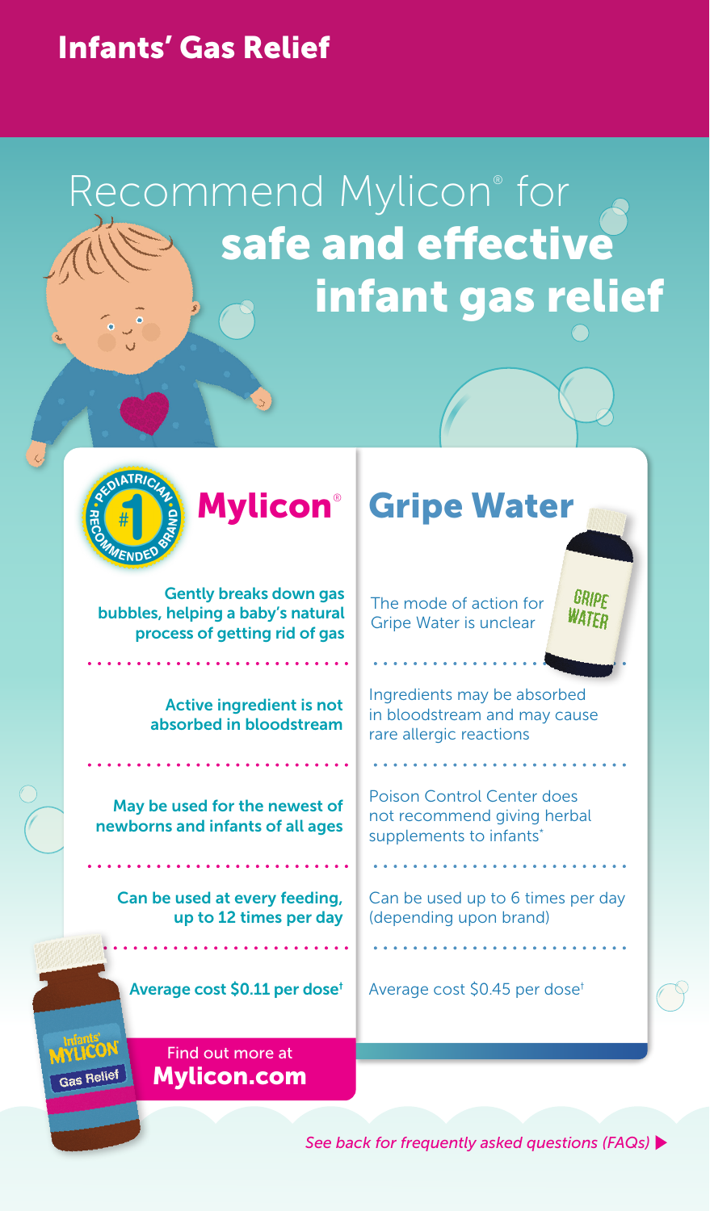# Infants' Gas Relief

## Recommend Mylicon® for **safe and effective infant gas relief**

#1 Pediatrician Recommended Brand

| Mylicon® | Gripe Water |
| --- | --- |
| Gently breaks down gas bubbles, helping a baby's natural process of getting rid of gas | The mode of action for Gripe Water is unclear |
| Active ingredient is not absorbed in bloodstream | Ingredients may be absorbed in bloodstream and may cause rare allergic reactions |
| May be used for the newest of newborns and infants of all ages | Poison Control Center does not recommend giving herbal supplements to infants* |
| Can be used at every feeding, up to 12 times per day | Can be used up to 6 times per day (depending upon brand) |
| Average cost $0.11 per dose† | Average cost $0.45 per dose† |

Find out more at **Mylicon.com**

*See back for frequently asked questions (FAQs)* ▶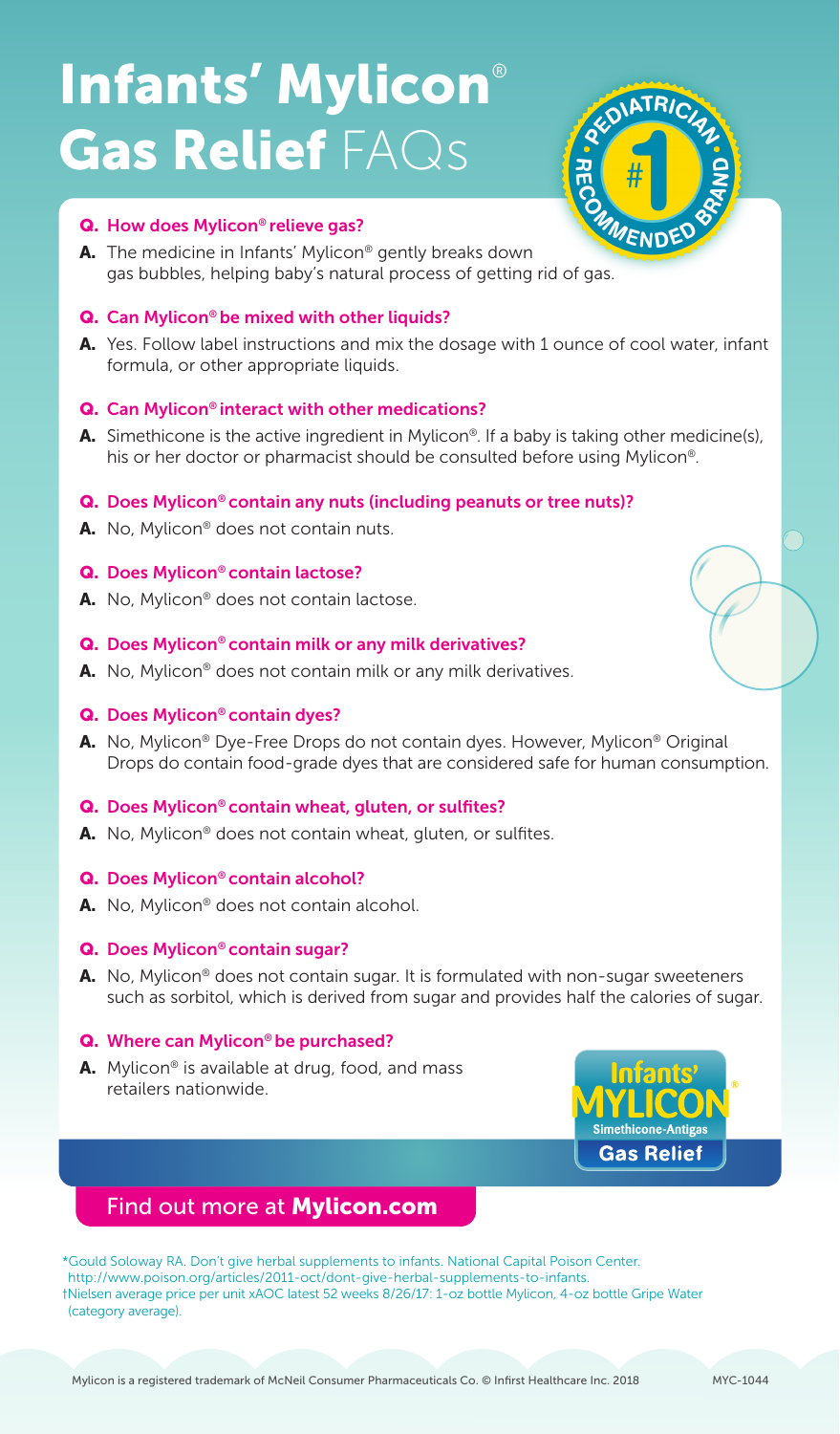# Infants' Mylicon® Gas Relief FAQs

PEDIATRICIAN RECOMMENDED BRAND #1

**Q. How does Mylicon® relieve gas?**

**A.** The medicine in Infants' Mylicon® gently breaks down gas bubbles, helping baby's natural process of getting rid of gas.

**Q. Can Mylicon® be mixed with other liquids?**

**A.** Yes. Follow label instructions and mix the dosage with 1 ounce of cool water, infant formula, or other appropriate liquids.

**Q. Can Mylicon® interact with other medications?**

**A.** Simethicone is the active ingredient in Mylicon®. If a baby is taking other medicine(s), his or her doctor or pharmacist should be consulted before using Mylicon®.

**Q. Does Mylicon® contain any nuts (including peanuts or tree nuts)?**

**A.** No, Mylicon® does not contain nuts.

**Q. Does Mylicon® contain lactose?**

**A.** No, Mylicon® does not contain lactose.

**Q. Does Mylicon® contain milk or any milk derivatives?**

**A.** No, Mylicon® does not contain milk or any milk derivatives.

**Q. Does Mylicon® contain dyes?**

**A.** No, Mylicon® Dye-Free Drops do not contain dyes. However, Mylicon® Original Drops do contain food-grade dyes that are considered safe for human consumption.

**Q. Does Mylicon® contain wheat, gluten, or sulfites?**

**A.** No, Mylicon® does not contain wheat, gluten, or sulfites.

**Q. Does Mylicon® contain alcohol?**

**A.** No, Mylicon® does not contain alcohol.

**Q. Does Mylicon® contain sugar?**

**A.** No, Mylicon® does not contain sugar. It is formulated with non-sugar sweeteners such as sorbitol, which is derived from sugar and provides half the calories of sugar.

**Q. Where can Mylicon® be purchased?**

**A.** Mylicon® is available at drug, food, and mass retailers nationwide.

Infants' MYLICON® Simethicone-Antigas Gas Relief

Find out more at **Mylicon.com**

*Gould Soloway RA. Don't give herbal supplements to infants. National Capital Poison Center. http://www.poison.org/articles/2011-oct/dont-give-herbal-supplements-to-infants.
†Nielsen average price per unit xAOC latest 52 weeks 8/26/17: 1-oz bottle Mylicon, 4-oz bottle Gripe Water (category average).

Mylicon is a registered trademark of McNeil Consumer Pharmaceuticals Co. © Infirst Healthcare Inc. 2018 MYC-1044